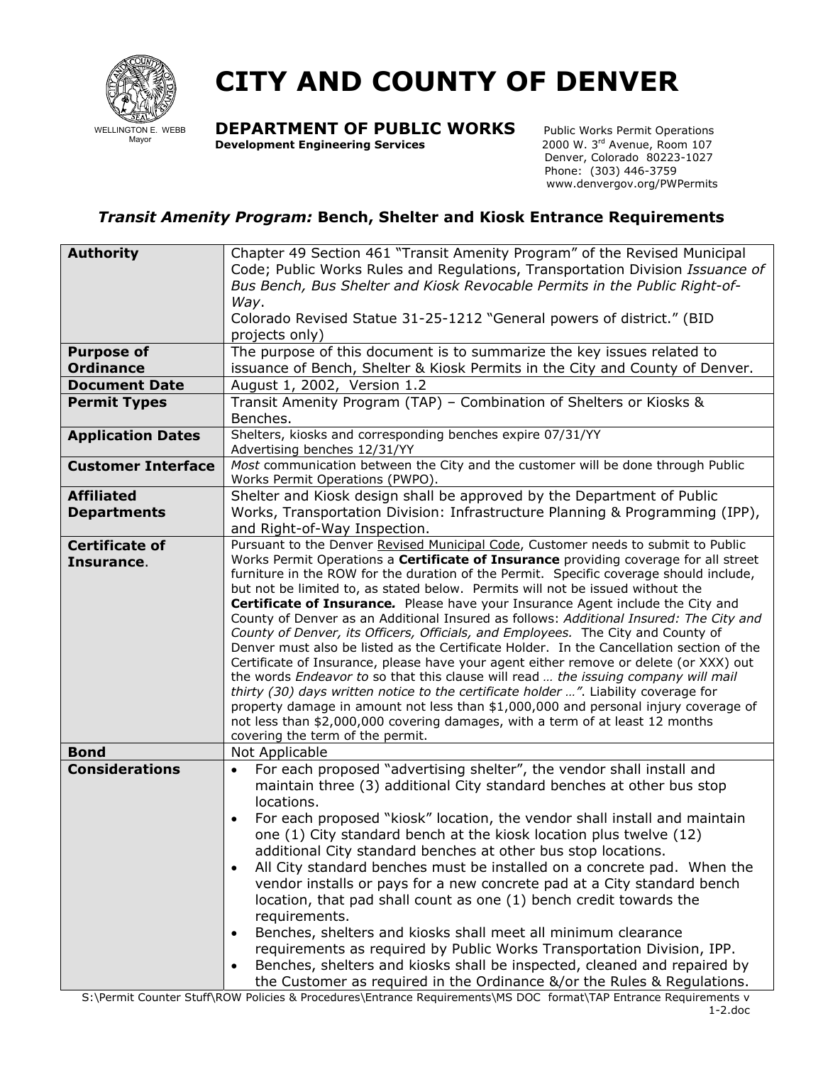WELLINGTON E. WEBB
Mayor

# CITY AND COUNTY OF DENVER

**DEPARTMENT OF PUBLIC WORKS**
**Development Engineering Services**

Public Works Permit Operations
2000 W. 3rd Avenue, Room 107
Denver, Colorado 80223-1027
Phone: (303) 446-3759
www.denvergov.org/PWPermits

## *Transit Amenity Program:* Bench, Shelter and Kiosk Entrance Requirements

| | |
|---|---|
| **Authority** | Chapter 49 Section 461 "Transit Amenity Program" of the Revised Municipal Code; Public Works Rules and Regulations, Transportation Division *Issuance of Bus Bench, Bus Shelter and Kiosk Revocable Permits in the Public Right-of-Way*. Colorado Revised Statue 31-25-1212 "General powers of district." (BID projects only) |
| **Purpose of Ordinance** | The purpose of this document is to summarize the key issues related to issuance of Bench, Shelter & Kiosk Permits in the City and County of Denver. |
| **Document Date** | August 1, 2002, Version 1.2 |
| **Permit Types** | Transit Amenity Program (TAP) – Combination of Shelters or Kiosks & Benches. |
| **Application Dates** | Shelters, kiosks and corresponding benches expire 07/31/YY<br>Advertising benches 12/31/YY |
| **Customer Interface** | *Most* communication between the City and the customer will be done through Public Works Permit Operations (PWPO). |
| **Affiliated Departments** | Shelter and Kiosk design shall be approved by the Department of Public Works, Transportation Division: Infrastructure Planning & Programming (IPP), and Right-of-Way Inspection. |
| **Certificate of Insurance**. | Pursuant to the Denver Revised Municipal Code, Customer needs to submit to Public Works Permit Operations a **Certificate of Insurance** providing coverage for all street furniture in the ROW for the duration of the Permit. Specific coverage should include, but not be limited to, as stated below. Permits will not be issued without the ***Certificate of Insurance.*** Please have your Insurance Agent include the City and County of Denver as an Additional Insured as follows: *Additional Insured: The City and County of Denver, its Officers, Officials, and Employees.* The City and County of Denver must also be listed as the Certificate Holder. In the Cancellation section of the Certificate of Insurance, please have your agent either remove or delete (or XXX) out the words *Endeavor to* so that this clause will read *… the issuing company will mail thirty (30) days written notice to the certificate holder …"*. Liability coverage for property damage in amount not less than $1,000,000 and personal injury coverage of not less than $2,000,000 covering damages, with a term of at least 12 months covering the term of the permit. |
| **Bond** | Not Applicable |
| **Considerations** | • For each proposed "advertising shelter", the vendor shall install and maintain three (3) additional City standard benches at other bus stop locations.<br>• For each proposed "kiosk" location, the vendor shall install and maintain one (1) City standard bench at the kiosk location plus twelve (12) additional City standard benches at other bus stop locations.<br>• All City standard benches must be installed on a concrete pad. When the vendor installs or pays for a new concrete pad at a City standard bench location, that pad shall count as one (1) bench credit towards the requirements.<br>• Benches, shelters and kiosks shall meet all minimum clearance requirements as required by Public Works Transportation Division, IPP.<br>• Benches, shelters and kiosks shall be inspected, cleaned and repaired by the Customer as required in the Ordinance &/or the Rules & Regulations. |

S:\Permit Counter Stuff\ROW Policies & Procedures\Entrance Requirements\MS DOC format\TAP Entrance Requirements v 1-2.doc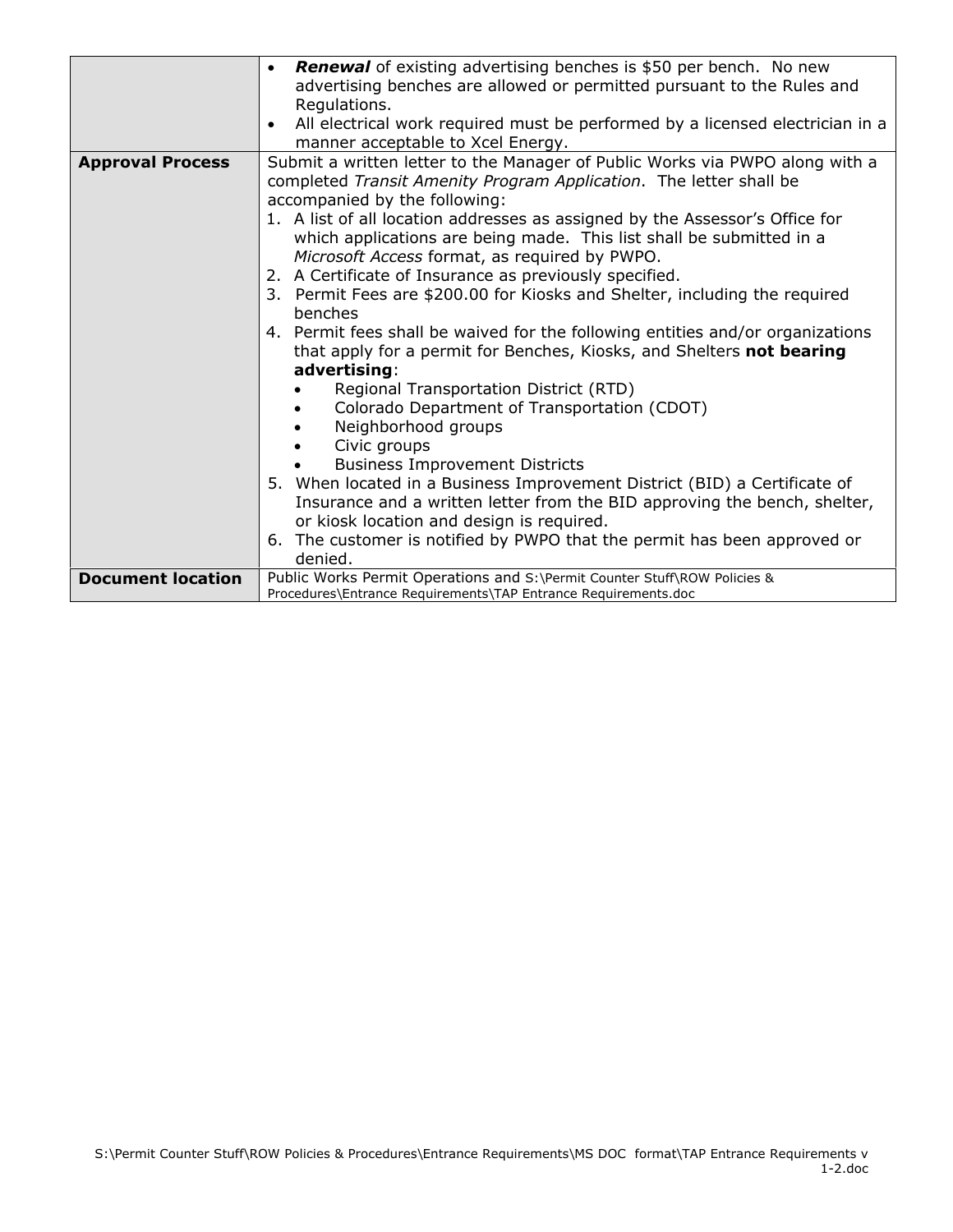| | |
|---|---|
| | • ***Renewal*** of existing advertising benches is $50 per bench. No new advertising benches are allowed or permitted pursuant to the Rules and Regulations.<br>• All electrical work required must be performed by a licensed electrician in a manner acceptable to Xcel Energy. |
| **Approval Process** | Submit a written letter to the Manager of Public Works via PWPO along with a completed *Transit Amenity Program Application*. The letter shall be accompanied by the following:<br>1. A list of all location addresses as assigned by the Assessor's Office for which applications are being made. This list shall be submitted in a *Microsoft Access* format, as required by PWPO.<br>2. A Certificate of Insurance as previously specified.<br>3. Permit Fees are $200.00 for Kiosks and Shelter, including the required benches<br>4. Permit fees shall be waived for the following entities and/or organizations that apply for a permit for Benches, Kiosks, and Shelters **not bearing advertising**:<br>• Regional Transportation District (RTD)<br>• Colorado Department of Transportation (CDOT)<br>• Neighborhood groups<br>• Civic groups<br>• Business Improvement Districts<br>5. When located in a Business Improvement District (BID) a Certificate of Insurance and a written letter from the BID approving the bench, shelter, or kiosk location and design is required.<br>6. The customer is notified by PWPO that the permit has been approved or denied. |
| **Document location** | Public Works Permit Operations and S:\Permit Counter Stuff\ROW Policies & Procedures\Entrance Requirements\TAP Entrance Requirements.doc |